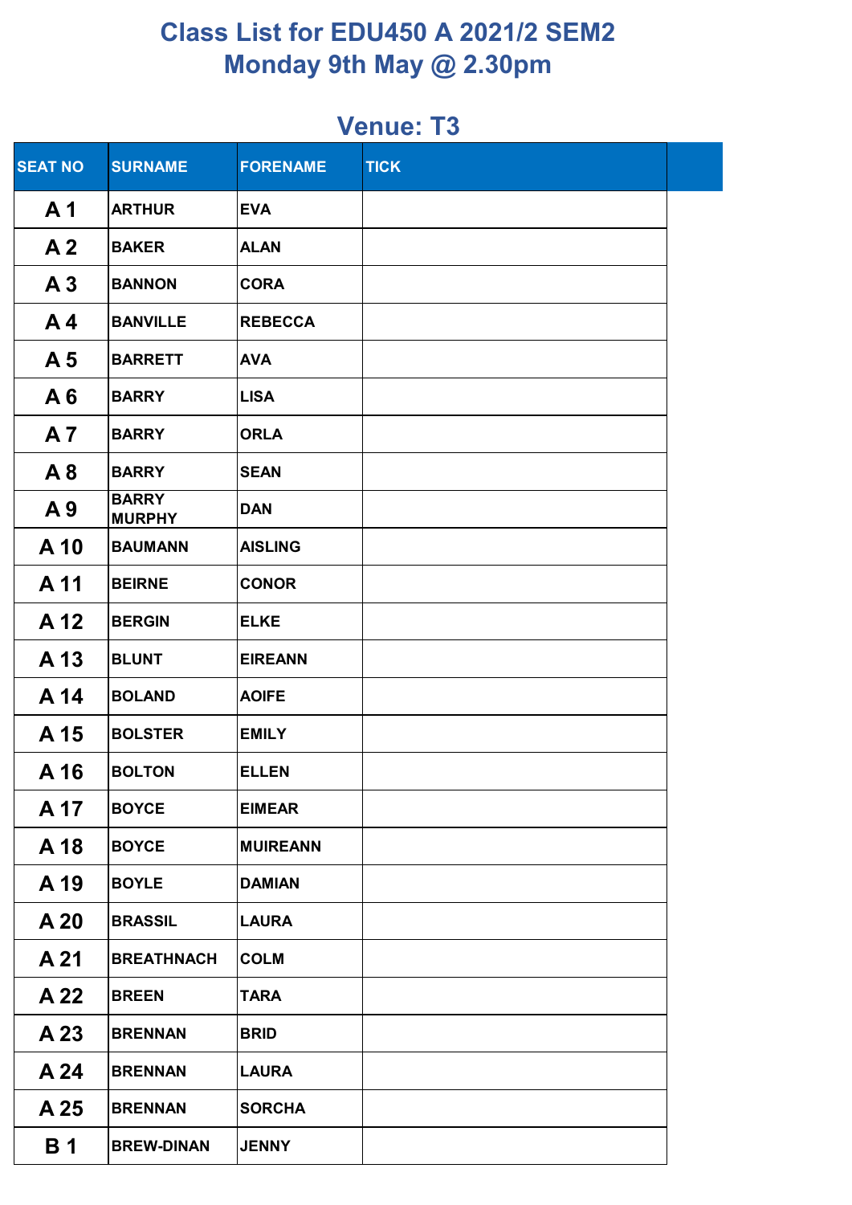# Class List for EDU450 A 2021/2 SEM2
## Monday 9th May @ 2.30pm

## Venue: T3

| SEAT NO | SURNAME | FORENAME | TICK |
|---|---|---|---|
| A 1 | ARTHUR | EVA | |
| A 2 | BAKER | ALAN | |
| A 3 | BANNON | CORA | |
| A 4 | BANVILLE | REBECCA | |
| A 5 | BARRETT | AVA | |
| A 6 | BARRY | LISA | |
| A 7 | BARRY | ORLA | |
| A 8 | BARRY | SEAN | |
| A 9 | BARRY MURPHY | DAN | |
| A 10 | BAUMANN | AISLING | |
| A 11 | BEIRNE | CONOR | |
| A 12 | BERGIN | ELKE | |
| A 13 | BLUNT | EIREANN | |
| A 14 | BOLAND | AOIFE | |
| A 15 | BOLSTER | EMILY | |
| A 16 | BOLTON | ELLEN | |
| A 17 | BOYCE | EIMEAR | |
| A 18 | BOYCE | MUIREANN | |
| A 19 | BOYLE | DAMIAN | |
| A 20 | BRASSIL | LAURA | |
| A 21 | BREATHNACH | COLM | |
| A 22 | BREEN | TARA | |
| A 23 | BRENNAN | BRID | |
| A 24 | BRENNAN | LAURA | |
| A 25 | BRENNAN | SORCHA | |
| B 1 | BREW-DINAN | JENNY | |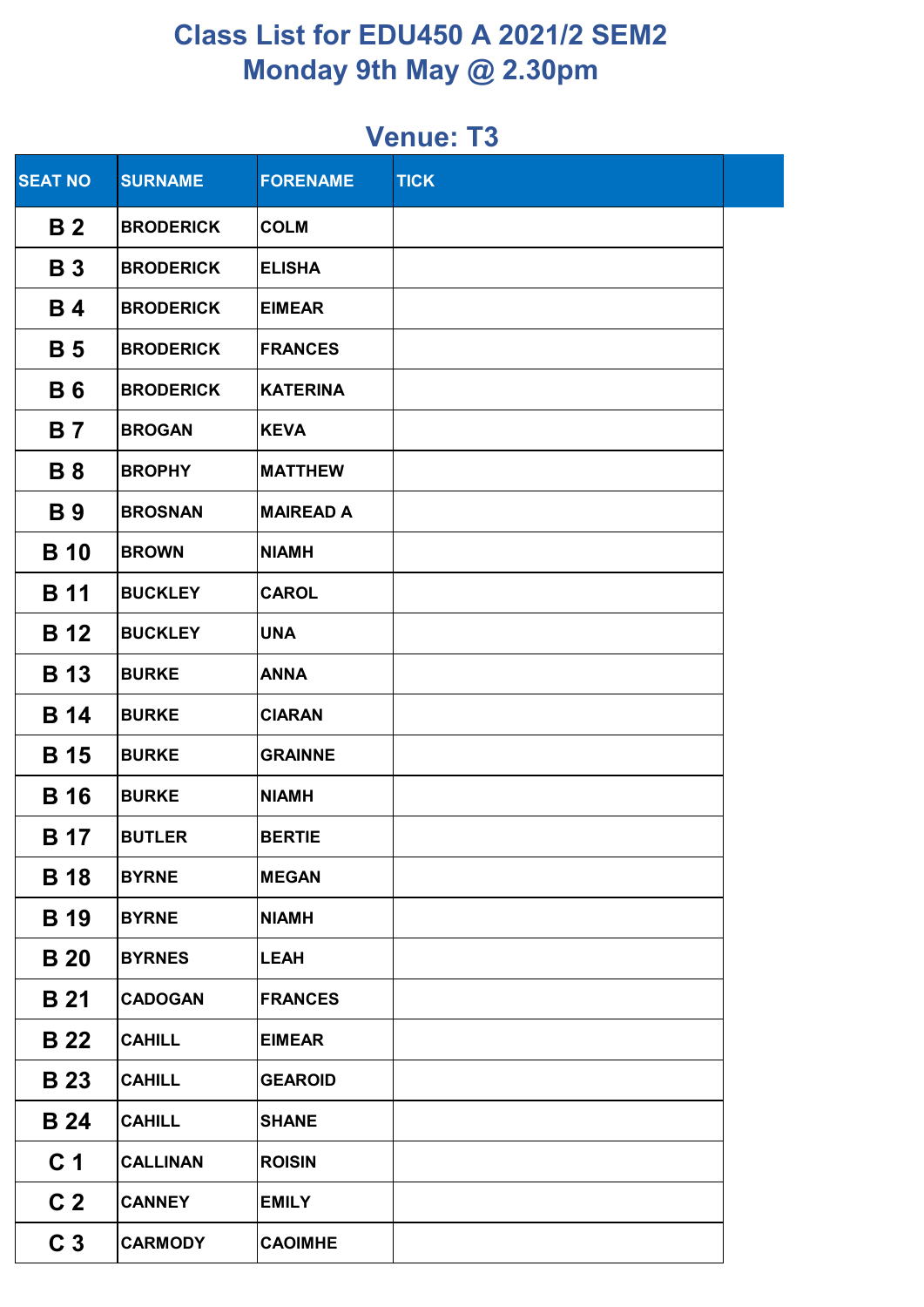# Class List for EDU450 A 2021/2 SEM2
# Monday 9th May @ 2.30pm

## Venue: T3

| SEAT NO | SURNAME | FORENAME | TICK |
|---|---|---|---|
| B 2 | BRODERICK | COLM | |
| B 3 | BRODERICK | ELISHA | |
| B 4 | BRODERICK | EIMEAR | |
| B 5 | BRODERICK | FRANCES | |
| B 6 | BRODERICK | KATERINA | |
| B 7 | BROGAN | KEVA | |
| B 8 | BROPHY | MATTHEW | |
| B 9 | BROSNAN | MAIREAD A | |
| B 10 | BROWN | NIAMH | |
| B 11 | BUCKLEY | CAROL | |
| B 12 | BUCKLEY | UNA | |
| B 13 | BURKE | ANNA | |
| B 14 | BURKE | CIARAN | |
| B 15 | BURKE | GRAINNE | |
| B 16 | BURKE | NIAMH | |
| B 17 | BUTLER | BERTIE | |
| B 18 | BYRNE | MEGAN | |
| B 19 | BYRNE | NIAMH | |
| B 20 | BYRNES | LEAH | |
| B 21 | CADOGAN | FRANCES | |
| B 22 | CAHILL | EIMEAR | |
| B 23 | CAHILL | GEAROID | |
| B 24 | CAHILL | SHANE | |
| C 1 | CALLINAN | ROISIN | |
| C 2 | CANNEY | EMILY | |
| C 3 | CARMODY | CAOIMHE | |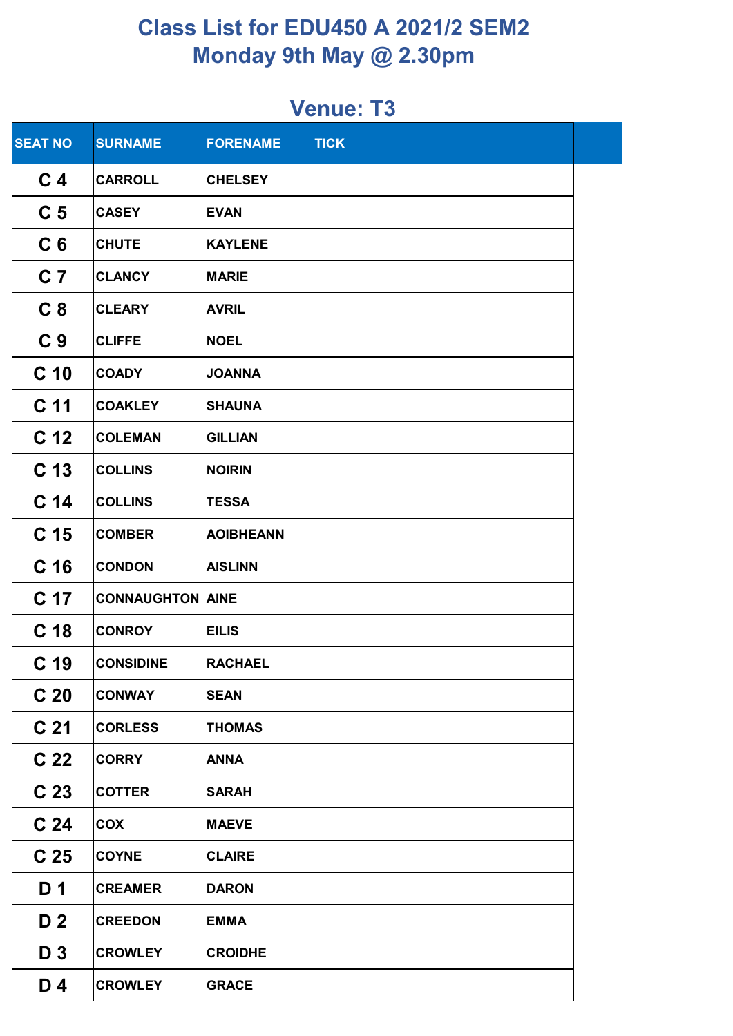# Class List for EDU450 A 2021/2 SEM2
# Monday 9th May @ 2.30pm

## Venue: T3

| SEAT NO | SURNAME | FORENAME | TICK |
|---|---|---|---|
| C 4 | CARROLL | CHELSEY | |
| C 5 | CASEY | EVAN | |
| C 6 | CHUTE | KAYLENE | |
| C 7 | CLANCY | MARIE | |
| C 8 | CLEARY | AVRIL | |
| C 9 | CLIFFE | NOEL | |
| C 10 | COADY | JOANNA | |
| C 11 | COAKLEY | SHAUNA | |
| C 12 | COLEMAN | GILLIAN | |
| C 13 | COLLINS | NOIRIN | |
| C 14 | COLLINS | TESSA | |
| C 15 | COMBER | AOIBHEANN | |
| C 16 | CONDON | AISLINN | |
| C 17 | CONNAUGHTON | AINE | |
| C 18 | CONROY | EILIS | |
| C 19 | CONSIDINE | RACHAEL | |
| C 20 | CONWAY | SEAN | |
| C 21 | CORLESS | THOMAS | |
| C 22 | CORRY | ANNA | |
| C 23 | COTTER | SARAH | |
| C 24 | COX | MAEVE | |
| C 25 | COYNE | CLAIRE | |
| D 1 | CREAMER | DARON | |
| D 2 | CREEDON | EMMA | |
| D 3 | CROWLEY | CROIDHE | |
| D 4 | CROWLEY | GRACE | |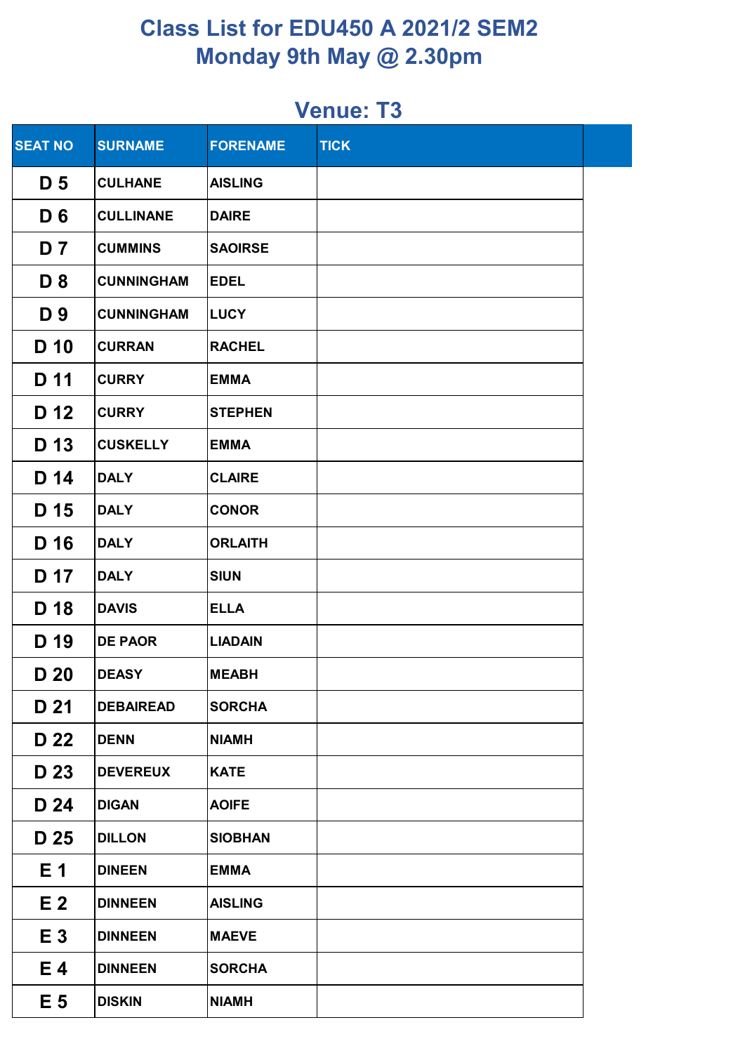# Class List for EDU450 A 2021/2 SEM2
# Monday 9th May @ 2.30pm

## Venue: T3

| SEAT NO | SURNAME | FORENAME | TICK |
|---|---|---|---|
| D 5 | CULHANE | AISLING | |
| D 6 | CULLINANE | DAIRE | |
| D 7 | CUMMINS | SAOIRSE | |
| D 8 | CUNNINGHAM | EDEL | |
| D 9 | CUNNINGHAM | LUCY | |
| D 10 | CURRAN | RACHEL | |
| D 11 | CURRY | EMMA | |
| D 12 | CURRY | STEPHEN | |
| D 13 | CUSKELLY | EMMA | |
| D 14 | DALY | CLAIRE | |
| D 15 | DALY | CONOR | |
| D 16 | DALY | ORLAITH | |
| D 17 | DALY | SIUN | |
| D 18 | DAVIS | ELLA | |
| D 19 | DE PAOR | LIADAIN | |
| D 20 | DEASY | MEABH | |
| D 21 | DEBAIREAD | SORCHA | |
| D 22 | DENN | NIAMH | |
| D 23 | DEVEREUX | KATE | |
| D 24 | DIGAN | AOIFE | |
| D 25 | DILLON | SIOBHAN | |
| E 1 | DINEEN | EMMA | |
| E 2 | DINNEEN | AISLING | |
| E 3 | DINNEEN | MAEVE | |
| E 4 | DINNEEN | SORCHA | |
| E 5 | DISKIN | NIAMH | |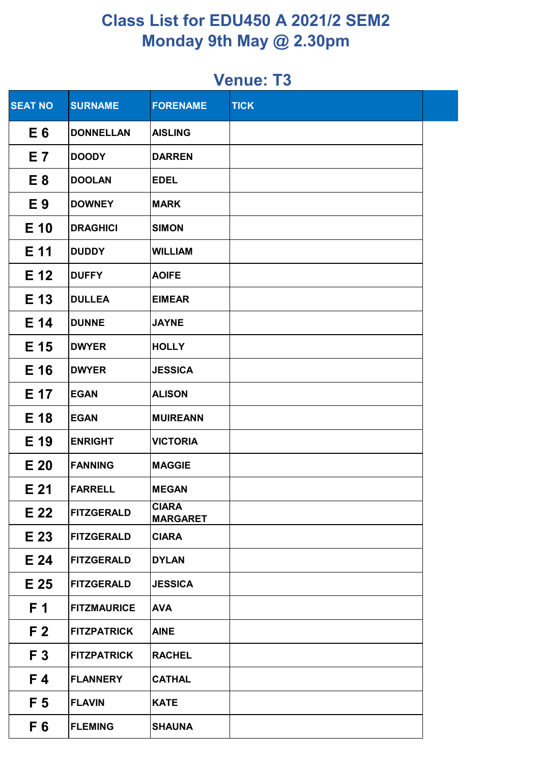# Class List for EDU450 A 2021/2 SEM2
# Monday 9th May @ 2.30pm

## Venue: T3

| SEAT NO | SURNAME | FORENAME | TICK |
|---|---|---|---|
| E 6 | DONNELLAN | AISLING | |
| E 7 | DOODY | DARREN | |
| E 8 | DOOLAN | EDEL | |
| E 9 | DOWNEY | MARK | |
| E 10 | DRAGHICI | SIMON | |
| E 11 | DUDDY | WILLIAM | |
| E 12 | DUFFY | AOIFE | |
| E 13 | DULLEA | EIMEAR | |
| E 14 | DUNNE | JAYNE | |
| E 15 | DWYER | HOLLY | |
| E 16 | DWYER | JESSICA | |
| E 17 | EGAN | ALISON | |
| E 18 | EGAN | MUIREANN | |
| E 19 | ENRIGHT | VICTORIA | |
| E 20 | FANNING | MAGGIE | |
| E 21 | FARRELL | MEGAN | |
| E 22 | FITZGERALD | CIARA MARGARET | |
| E 23 | FITZGERALD | CIARA | |
| E 24 | FITZGERALD | DYLAN | |
| E 25 | FITZGERALD | JESSICA | |
| F 1 | FITZMAURICE | AVA | |
| F 2 | FITZPATRICK | AINE | |
| F 3 | FITZPATRICK | RACHEL | |
| F 4 | FLANNERY | CATHAL | |
| F 5 | FLAVIN | KATE | |
| F 6 | FLEMING | SHAUNA | |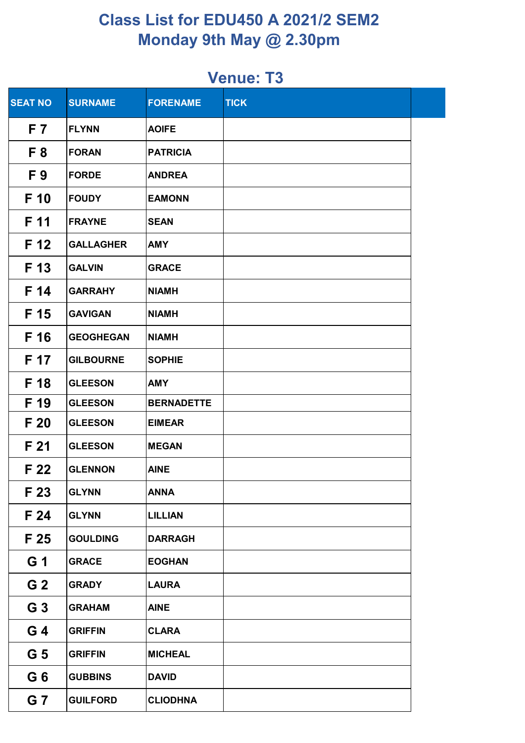# Class List for EDU450 A 2021/2 SEM2
# Monday 9th May @ 2.30pm

## Venue: T3

| SEAT NO | SURNAME | FORENAME | TICK |
|---|---|---|---|
| F 7 | FLYNN | AOIFE | |
| F 8 | FORAN | PATRICIA | |
| F 9 | FORDE | ANDREA | |
| F 10 | FOUDY | EAMONN | |
| F 11 | FRAYNE | SEAN | |
| F 12 | GALLAGHER | AMY | |
| F 13 | GALVIN | GRACE | |
| F 14 | GARRAHY | NIAMH | |
| F 15 | GAVIGAN | NIAMH | |
| F 16 | GEOGHEGAN | NIAMH | |
| F 17 | GILBOURNE | SOPHIE | |
| F 18 | GLEESON | AMY | |
| F 19 | GLEESON | BERNADETTE | |
| F 20 | GLEESON | EIMEAR | |
| F 21 | GLEESON | MEGAN | |
| F 22 | GLENNON | AINE | |
| F 23 | GLYNN | ANNA | |
| F 24 | GLYNN | LILLIAN | |
| F 25 | GOULDING | DARRAGH | |
| G 1 | GRACE | EOGHAN | |
| G 2 | GRADY | LAURA | |
| G 3 | GRAHAM | AINE | |
| G 4 | GRIFFIN | CLARA | |
| G 5 | GRIFFIN | MICHEAL | |
| G 6 | GUBBINS | DAVID | |
| G 7 | GUILFORD | CLIODHNA | |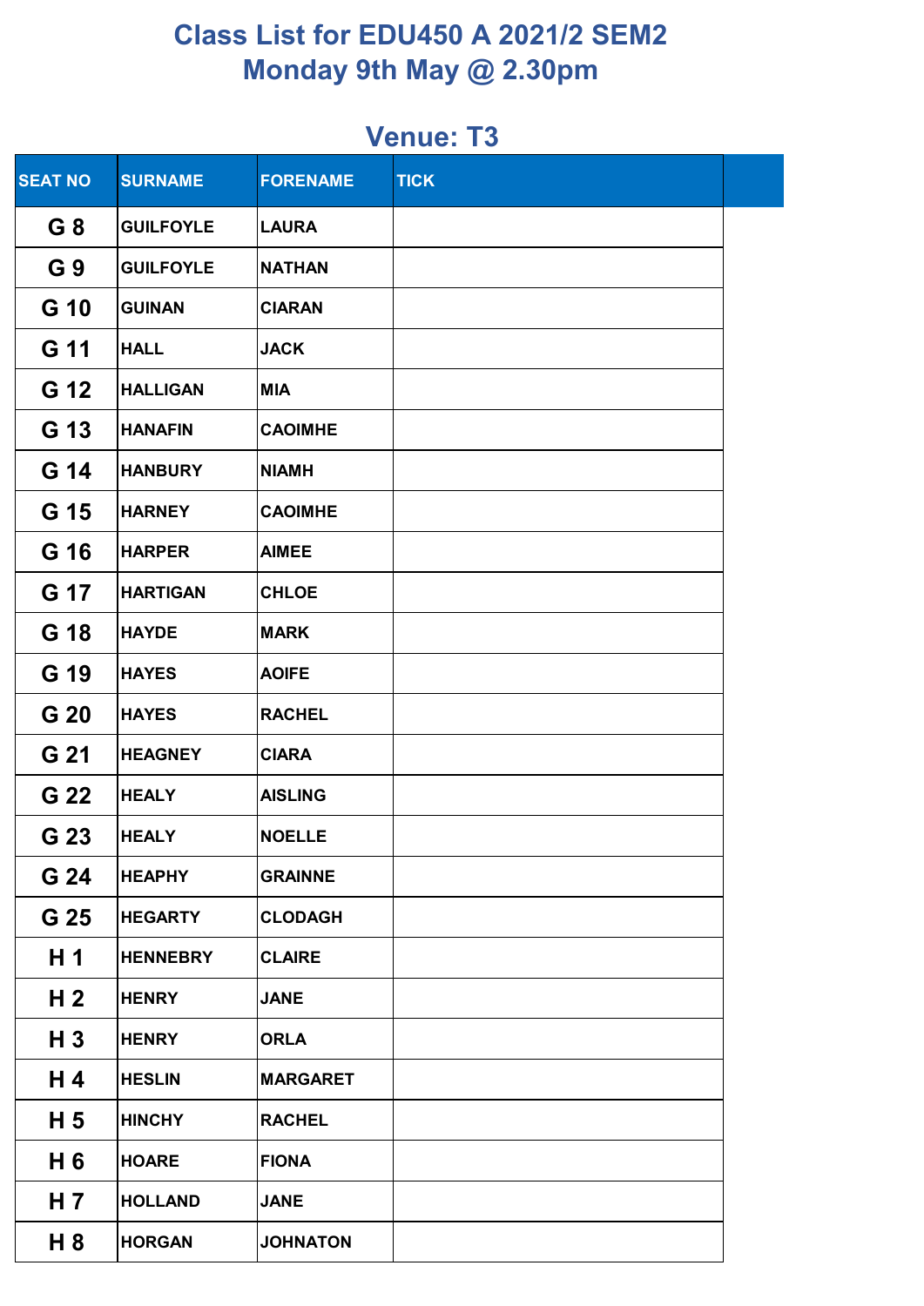# Class List for EDU450 A 2021/2 SEM2
# Monday 9th May @ 2.30pm

## Venue: T3

| SEAT NO | SURNAME | FORENAME | TICK |
|---|---|---|---|
| G 8 | GUILFOYLE | LAURA | |
| G 9 | GUILFOYLE | NATHAN | |
| G 10 | GUINAN | CIARAN | |
| G 11 | HALL | JACK | |
| G 12 | HALLIGAN | MIA | |
| G 13 | HANAFIN | CAOIMHE | |
| G 14 | HANBURY | NIAMH | |
| G 15 | HARNEY | CAOIMHE | |
| G 16 | HARPER | AIMEE | |
| G 17 | HARTIGAN | CHLOE | |
| G 18 | HAYDE | MARK | |
| G 19 | HAYES | AOIFE | |
| G 20 | HAYES | RACHEL | |
| G 21 | HEAGNEY | CIARA | |
| G 22 | HEALY | AISLING | |
| G 23 | HEALY | NOELLE | |
| G 24 | HEAPHY | GRAINNE | |
| G 25 | HEGARTY | CLODAGH | |
| H 1 | HENNEBRY | CLAIRE | |
| H 2 | HENRY | JANE | |
| H 3 | HENRY | ORLA | |
| H 4 | HESLIN | MARGARET | |
| H 5 | HINCHY | RACHEL | |
| H 6 | HOARE | FIONA | |
| H 7 | HOLLAND | JANE | |
| H 8 | HORGAN | JOHNATON | |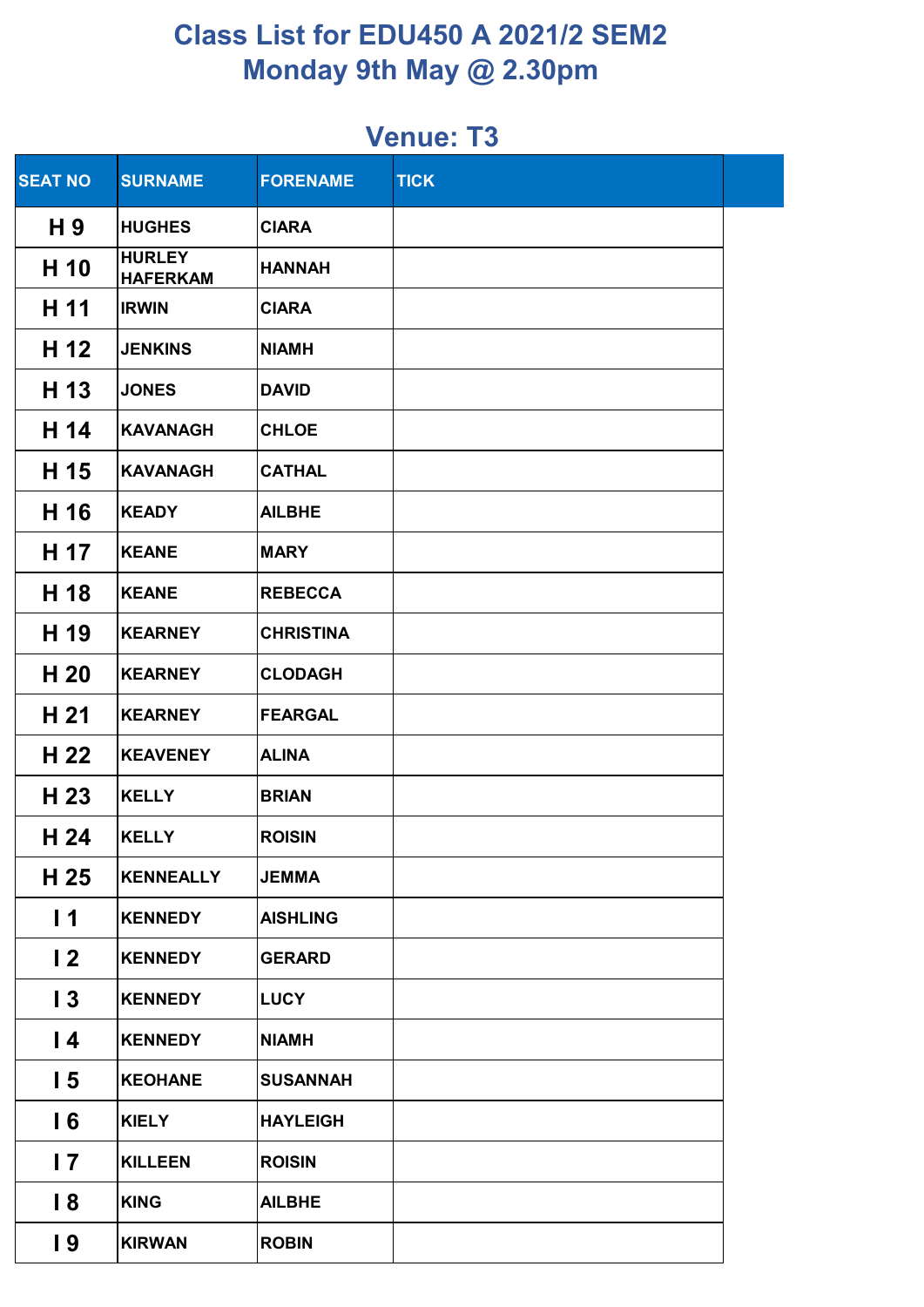# Class List for EDU450 A 2021/2 SEM2
# Monday 9th May @ 2.30pm

## Venue: T3

| SEAT NO | SURNAME | FORENAME | TICK |
|---|---|---|---|
| H 9 | HUGHES | CIARA | |
| H 10 | HURLEY HAFERKAM | HANNAH | |
| H 11 | IRWIN | CIARA | |
| H 12 | JENKINS | NIAMH | |
| H 13 | JONES | DAVID | |
| H 14 | KAVANAGH | CHLOE | |
| H 15 | KAVANAGH | CATHAL | |
| H 16 | KEADY | AILBHE | |
| H 17 | KEANE | MARY | |
| H 18 | KEANE | REBECCA | |
| H 19 | KEARNEY | CHRISTINA | |
| H 20 | KEARNEY | CLODAGH | |
| H 21 | KEARNEY | FEARGAL | |
| H 22 | KEAVENEY | ALINA | |
| H 23 | KELLY | BRIAN | |
| H 24 | KELLY | ROISIN | |
| H 25 | KENNEALLY | JEMMA | |
| I 1 | KENNEDY | AISHLING | |
| I 2 | KENNEDY | GERARD | |
| I 3 | KENNEDY | LUCY | |
| I 4 | KENNEDY | NIAMH | |
| I 5 | KEOHANE | SUSANNAH | |
| I 6 | KIELY | HAYLEIGH | |
| I 7 | KILLEEN | ROISIN | |
| I 8 | KING | AILBHE | |
| I 9 | KIRWAN | ROBIN | |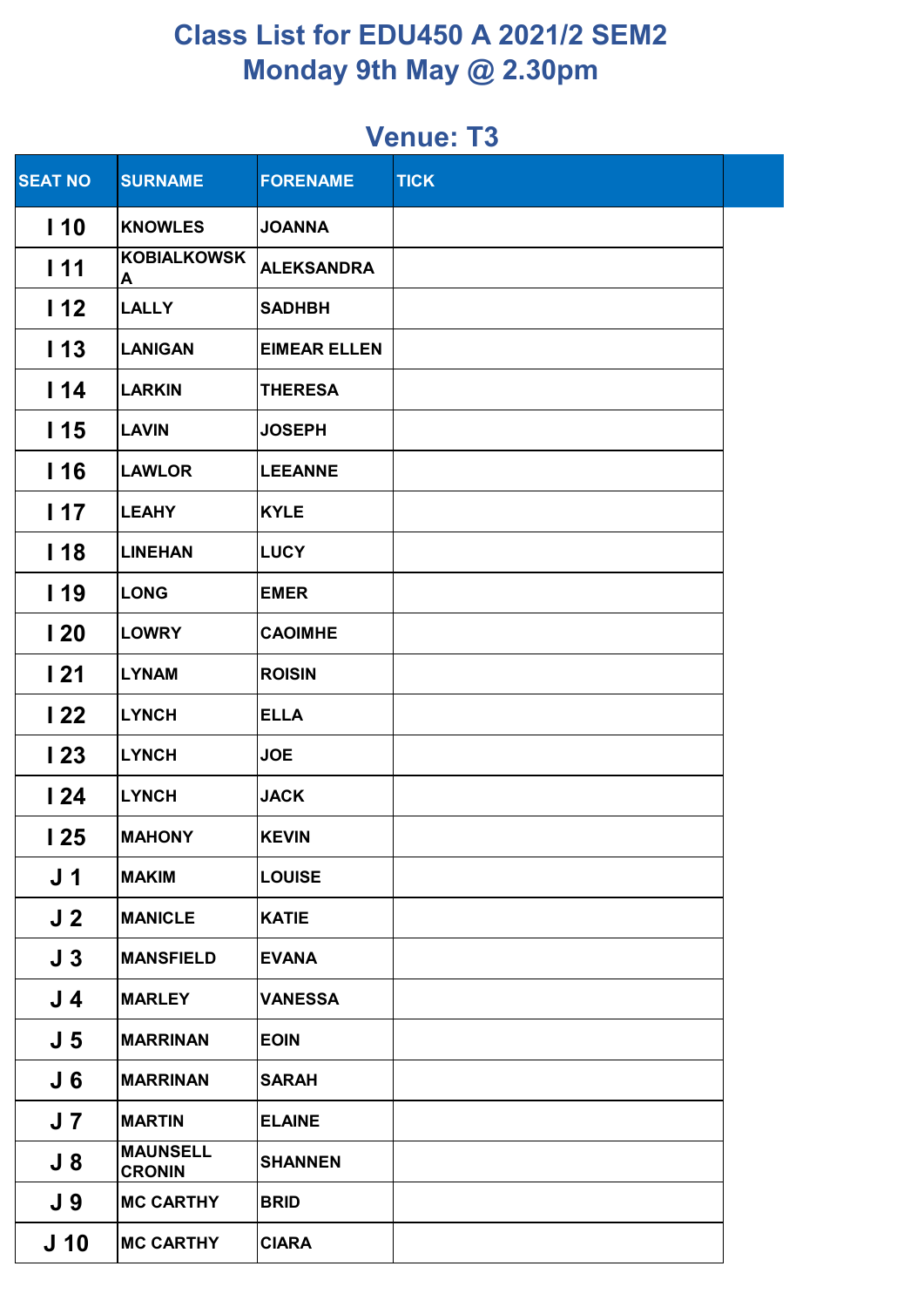# Class List for EDU450 A 2021/2 SEM2
# Monday 9th May @ 2.30pm

## Venue: T3

| SEAT NO | SURNAME | FORENAME | TICK |
|---|---|---|---|
| I 10 | KNOWLES | JOANNA | |
| I 11 | KOBIALKOWSKA | ALEKSANDRA | |
| I 12 | LALLY | SADHBH | |
| I 13 | LANIGAN | EIMEAR ELLEN | |
| I 14 | LARKIN | THERESA | |
| I 15 | LAVIN | JOSEPH | |
| I 16 | LAWLOR | LEEANNE | |
| I 17 | LEAHY | KYLE | |
| I 18 | LINEHAN | LUCY | |
| I 19 | LONG | EMER | |
| I 20 | LOWRY | CAOIMHE | |
| I 21 | LYNAM | ROISIN | |
| I 22 | LYNCH | ELLA | |
| I 23 | LYNCH | JOE | |
| I 24 | LYNCH | JACK | |
| I 25 | MAHONY | KEVIN | |
| J 1 | MAKIM | LOUISE | |
| J 2 | MANICLE | KATIE | |
| J 3 | MANSFIELD | EVANA | |
| J 4 | MARLEY | VANESSA | |
| J 5 | MARRINAN | EOIN | |
| J 6 | MARRINAN | SARAH | |
| J 7 | MARTIN | ELAINE | |
| J 8 | MAUNSELL CRONIN | SHANNEN | |
| J 9 | MC CARTHY | BRID | |
| J 10 | MC CARTHY | CIARA | |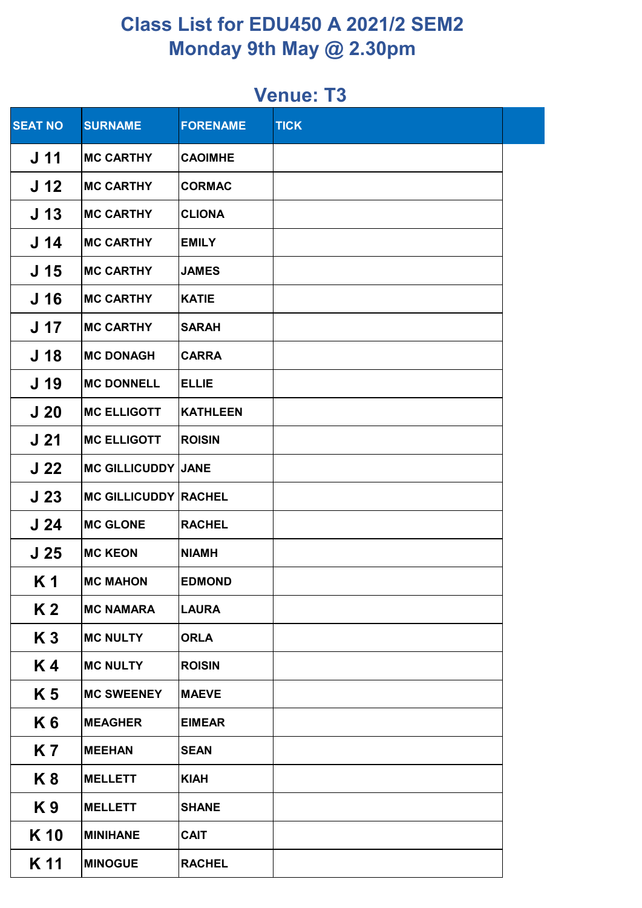# Class List for EDU450 A 2021/2 SEM2
## Monday 9th May @ 2.30pm

### Venue: T3

| SEAT NO | SURNAME | FORENAME | TICK |
|---|---|---|---|
| J 11 | MC CARTHY | CAOIMHE | |
| J 12 | MC CARTHY | CORMAC | |
| J 13 | MC CARTHY | CLIONA | |
| J 14 | MC CARTHY | EMILY | |
| J 15 | MC CARTHY | JAMES | |
| J 16 | MC CARTHY | KATIE | |
| J 17 | MC CARTHY | SARAH | |
| J 18 | MC DONAGH | CARRA | |
| J 19 | MC DONNELL | ELLIE | |
| J 20 | MC ELLIGOTT | KATHLEEN | |
| J 21 | MC ELLIGOTT | ROISIN | |
| J 22 | MC GILLICUDDY | JANE | |
| J 23 | MC GILLICUDDY | RACHEL | |
| J 24 | MC GLONE | RACHEL | |
| J 25 | MC KEON | NIAMH | |
| K 1 | MC MAHON | EDMOND | |
| K 2 | MC NAMARA | LAURA | |
| K 3 | MC NULTY | ORLA | |
| K 4 | MC NULTY | ROISIN | |
| K 5 | MC SWEENEY | MAEVE | |
| K 6 | MEAGHER | EIMEAR | |
| K 7 | MEEHAN | SEAN | |
| K 8 | MELLETT | KIAH | |
| K 9 | MELLETT | SHANE | |
| K 10 | MINIHANE | CAIT | |
| K 11 | MINOGUE | RACHEL | |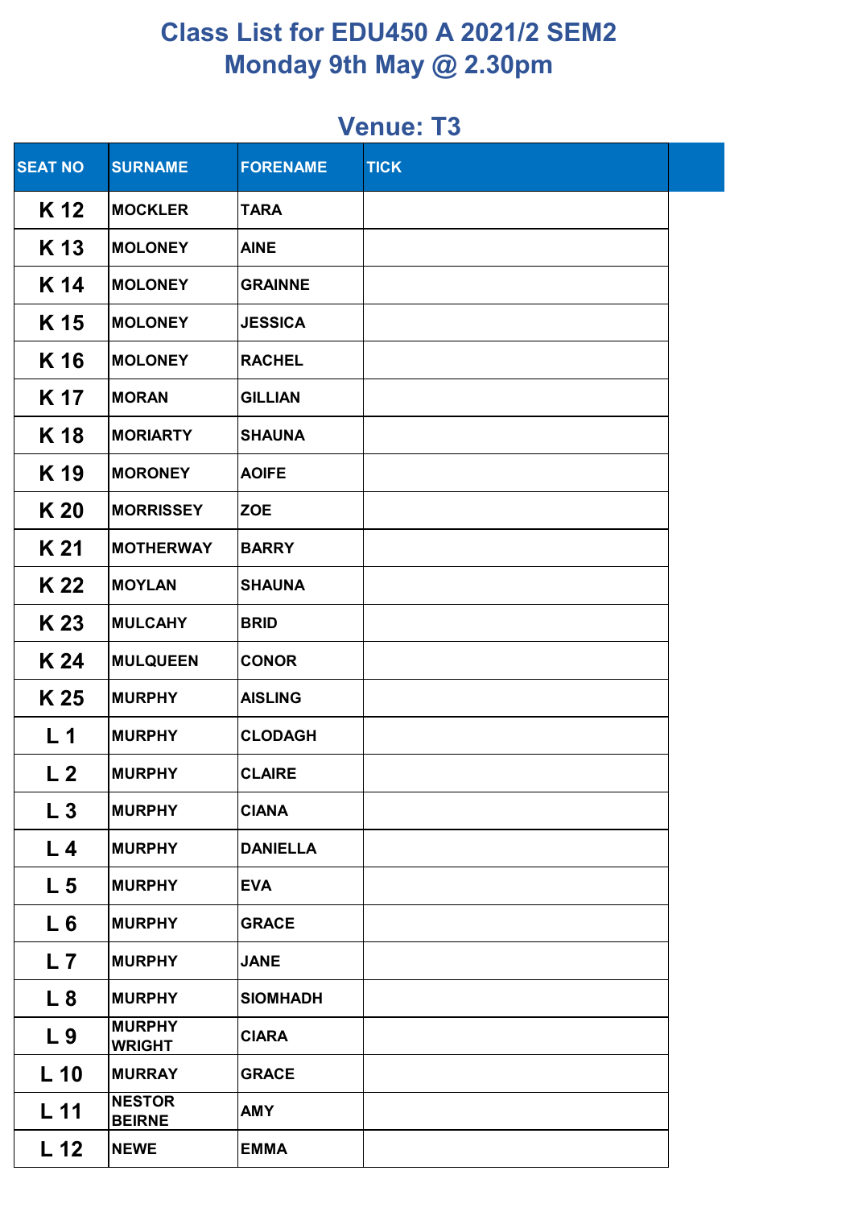# Class List for EDU450 A 2021/2 SEM2
## Monday 9th May @ 2.30pm

### Venue: T3

| SEAT NO | SURNAME | FORENAME | TICK |
|---|---|---|---|
| K 12 | MOCKLER | TARA | |
| K 13 | MOLONEY | AINE | |
| K 14 | MOLONEY | GRAINNE | |
| K 15 | MOLONEY | JESSICA | |
| K 16 | MOLONEY | RACHEL | |
| K 17 | MORAN | GILLIAN | |
| K 18 | MORIARTY | SHAUNA | |
| K 19 | MORONEY | AOIFE | |
| K 20 | MORRISSEY | ZOE | |
| K 21 | MOTHERWAY | BARRY | |
| K 22 | MOYLAN | SHAUNA | |
| K 23 | MULCAHY | BRID | |
| K 24 | MULQUEEN | CONOR | |
| K 25 | MURPHY | AISLING | |
| L 1 | MURPHY | CLODAGH | |
| L 2 | MURPHY | CLAIRE | |
| L 3 | MURPHY | CIANA | |
| L 4 | MURPHY | DANIELLA | |
| L 5 | MURPHY | EVA | |
| L 6 | MURPHY | GRACE | |
| L 7 | MURPHY | JANE | |
| L 8 | MURPHY | SIOMHADH | |
| L 9 | MURPHY WRIGHT | CIARA | |
| L 10 | MURRAY | GRACE | |
| L 11 | NESTOR BEIRNE | AMY | |
| L 12 | NEWE | EMMA | |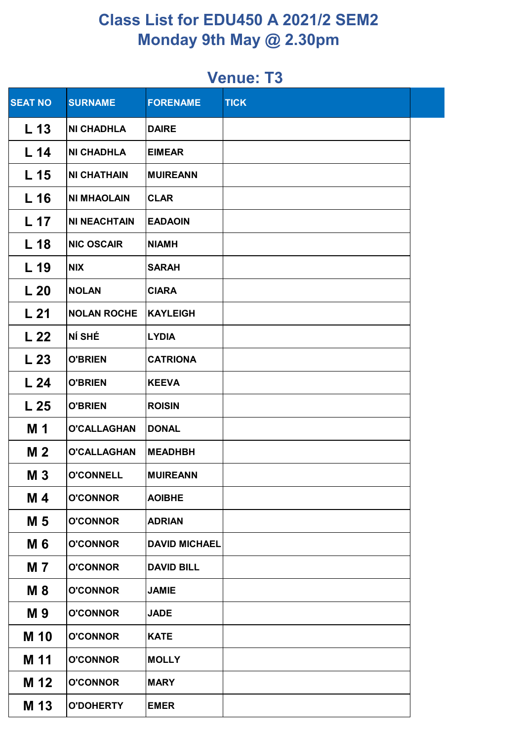# Class List for EDU450 A 2021/2 SEM2
# Monday 9th May @ 2.30pm

## Venue: T3

| SEAT NO | SURNAME | FORENAME | TICK |
|---|---|---|---|
| L 13 | NI CHADHLA | DAIRE | |
| L 14 | NI CHADHLA | EIMEAR | |
| L 15 | NI CHATHAIN | MUIREANN | |
| L 16 | NI MHAOLAIN | CLAR | |
| L 17 | NI NEACHTAIN | EADAOIN | |
| L 18 | NIC OSCAIR | NIAMH | |
| L 19 | NIX | SARAH | |
| L 20 | NOLAN | CIARA | |
| L 21 | NOLAN ROCHE | KAYLEIGH | |
| L 22 | NÍ SHÉ | LYDIA | |
| L 23 | O'BRIEN | CATRIONA | |
| L 24 | O'BRIEN | KEEVA | |
| L 25 | O'BRIEN | ROISIN | |
| M 1 | O'CALLAGHAN | DONAL | |
| M 2 | O'CALLAGHAN | MEADHBH | |
| M 3 | O'CONNELL | MUIREANN | |
| M 4 | O'CONNOR | AOIBHE | |
| M 5 | O'CONNOR | ADRIAN | |
| M 6 | O'CONNOR | DAVID MICHAEL | |
| M 7 | O'CONNOR | DAVID BILL | |
| M 8 | O'CONNOR | JAMIE | |
| M 9 | O'CONNOR | JADE | |
| M 10 | O'CONNOR | KATE | |
| M 11 | O'CONNOR | MOLLY | |
| M 12 | O'CONNOR | MARY | |
| M 13 | O'DOHERTY | EMER | |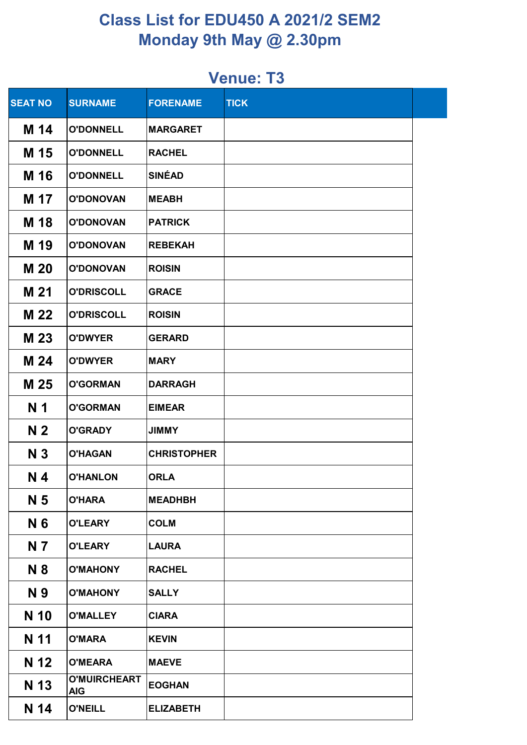# Class List for EDU450 A 2021/2 SEM2
# Monday 9th May @ 2.30pm

## Venue: T3

| SEAT NO | SURNAME | FORENAME | TICK |
|---|---|---|---|
| M 14 | O'DONNELL | MARGARET | |
| M 15 | O'DONNELL | RACHEL | |
| M 16 | O'DONNELL | SINÉAD | |
| M 17 | O'DONOVAN | MEABH | |
| M 18 | O'DONOVAN | PATRICK | |
| M 19 | O'DONOVAN | REBEKAH | |
| M 20 | O'DONOVAN | ROISIN | |
| M 21 | O'DRISCOLL | GRACE | |
| M 22 | O'DRISCOLL | ROISIN | |
| M 23 | O'DWYER | GERARD | |
| M 24 | O'DWYER | MARY | |
| M 25 | O'GORMAN | DARRAGH | |
| N 1 | O'GORMAN | EIMEAR | |
| N 2 | O'GRADY | JIMMY | |
| N 3 | O'HAGAN | CHRISTOPHER | |
| N 4 | O'HANLON | ORLA | |
| N 5 | O'HARA | MEADHBH | |
| N 6 | O'LEARY | COLM | |
| N 7 | O'LEARY | LAURA | |
| N 8 | O'MAHONY | RACHEL | |
| N 9 | O'MAHONY | SALLY | |
| N 10 | O'MALLEY | CIARA | |
| N 11 | O'MARA | KEVIN | |
| N 12 | O'MEARA | MAEVE | |
| N 13 | O'MUIRCHEARTAIG | EOGHAN | |
| N 14 | O'NEILL | ELIZABETH | |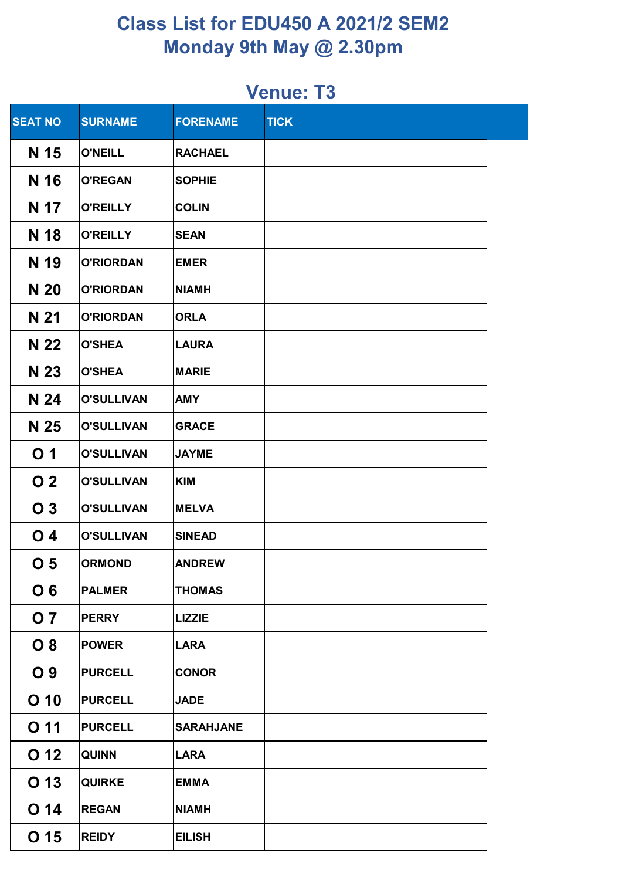# Class List for EDU450 A 2021/2 SEM2
# Monday 9th May @ 2.30pm

## Venue: T3

| SEAT NO | SURNAME | FORENAME | TICK |
|---|---|---|---|
| N 15 | O'NEILL | RACHAEL | |
| N 16 | O'REGAN | SOPHIE | |
| N 17 | O'REILLY | COLIN | |
| N 18 | O'REILLY | SEAN | |
| N 19 | O'RIORDAN | EMER | |
| N 20 | O'RIORDAN | NIAMH | |
| N 21 | O'RIORDAN | ORLA | |
| N 22 | O'SHEA | LAURA | |
| N 23 | O'SHEA | MARIE | |
| N 24 | O'SULLIVAN | AMY | |
| N 25 | O'SULLIVAN | GRACE | |
| O 1 | O'SULLIVAN | JAYME | |
| O 2 | O'SULLIVAN | KIM | |
| O 3 | O'SULLIVAN | MELVA | |
| O 4 | O'SULLIVAN | SINEAD | |
| O 5 | ORMOND | ANDREW | |
| O 6 | PALMER | THOMAS | |
| O 7 | PERRY | LIZZIE | |
| O 8 | POWER | LARA | |
| O 9 | PURCELL | CONOR | |
| O 10 | PURCELL | JADE | |
| O 11 | PURCELL | SARAHJANE | |
| O 12 | QUINN | LARA | |
| O 13 | QUIRKE | EMMA | |
| O 14 | REGAN | NIAMH | |
| O 15 | REIDY | EILISH | |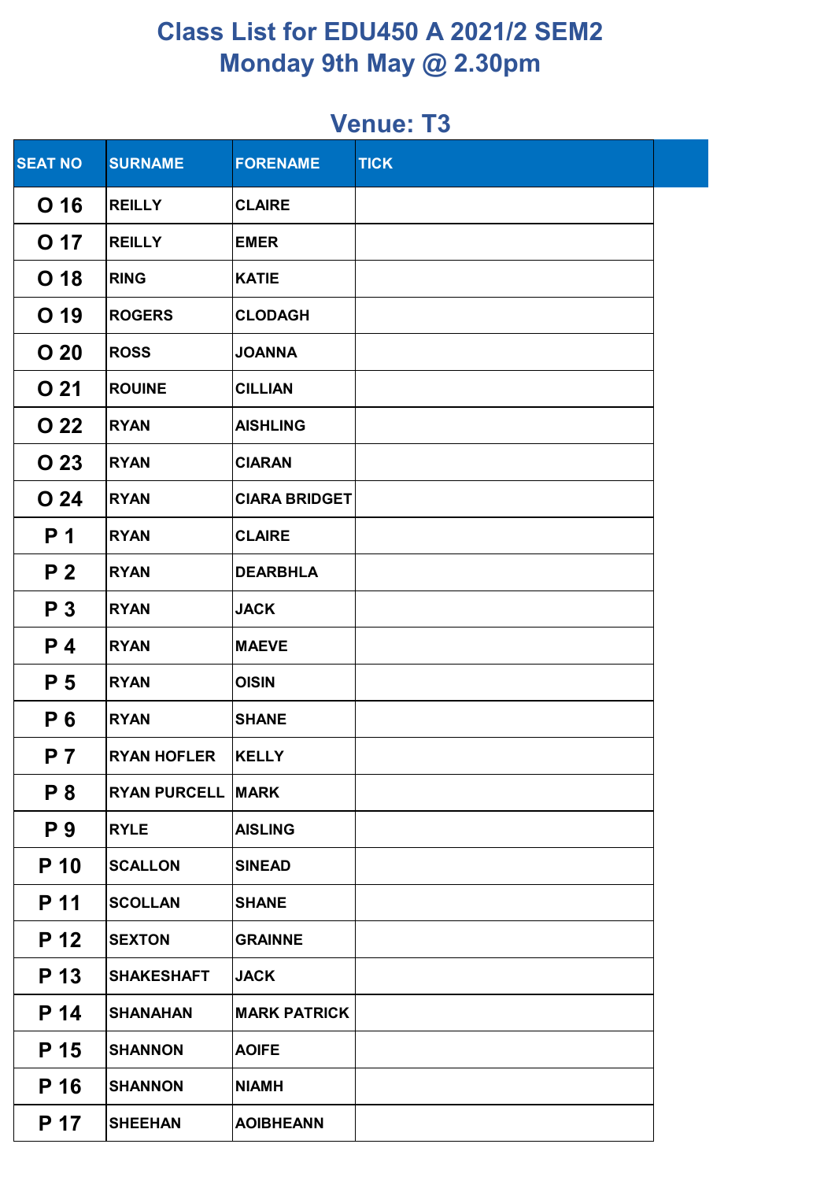# Class List for EDU450 A 2021/2 SEM2
# Monday 9th May @ 2.30pm

## Venue: T3

| SEAT NO | SURNAME | FORENAME | TICK |
|---|---|---|---|
| O 16 | REILLY | CLAIRE | |
| O 17 | REILLY | EMER | |
| O 18 | RING | KATIE | |
| O 19 | ROGERS | CLODAGH | |
| O 20 | ROSS | JOANNA | |
| O 21 | ROUINE | CILLIAN | |
| O 22 | RYAN | AISHLING | |
| O 23 | RYAN | CIARAN | |
| O 24 | RYAN | CIARA BRIDGET | |
| P 1 | RYAN | CLAIRE | |
| P 2 | RYAN | DEARBHLA | |
| P 3 | RYAN | JACK | |
| P 4 | RYAN | MAEVE | |
| P 5 | RYAN | OISIN | |
| P 6 | RYAN | SHANE | |
| P 7 | RYAN HOFLER | KELLY | |
| P 8 | RYAN PURCELL | MARK | |
| P 9 | RYLE | AISLING | |
| P 10 | SCALLON | SINEAD | |
| P 11 | SCOLLAN | SHANE | |
| P 12 | SEXTON | GRAINNE | |
| P 13 | SHAKESHAFT | JACK | |
| P 14 | SHANAHAN | MARK PATRICK | |
| P 15 | SHANNON | AOIFE | |
| P 16 | SHANNON | NIAMH | |
| P 17 | SHEEHAN | AOIBHEANN | |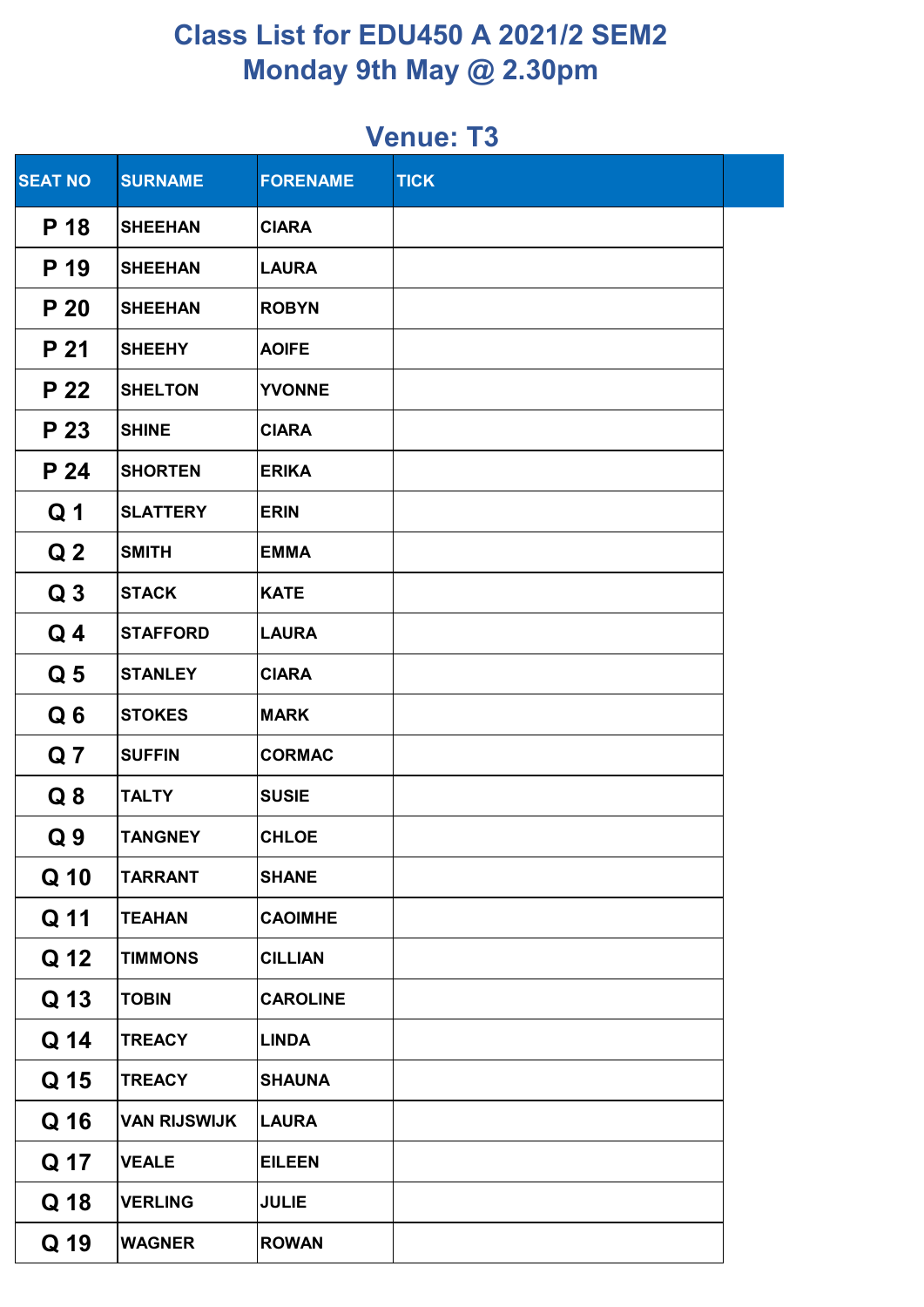# Class List for EDU450 A 2021/2 SEM2
# Monday 9th May @ 2.30pm

## Venue: T3

| SEAT NO | SURNAME | FORENAME | TICK |
|---|---|---|---|
| P 18 | SHEEHAN | CIARA | |
| P 19 | SHEEHAN | LAURA | |
| P 20 | SHEEHAN | ROBYN | |
| P 21 | SHEEHY | AOIFE | |
| P 22 | SHELTON | YVONNE | |
| P 23 | SHINE | CIARA | |
| P 24 | SHORTEN | ERIKA | |
| Q 1 | SLATTERY | ERIN | |
| Q 2 | SMITH | EMMA | |
| Q 3 | STACK | KATE | |
| Q 4 | STAFFORD | LAURA | |
| Q 5 | STANLEY | CIARA | |
| Q 6 | STOKES | MARK | |
| Q 7 | SUFFIN | CORMAC | |
| Q 8 | TALTY | SUSIE | |
| Q 9 | TANGNEY | CHLOE | |
| Q 10 | TARRANT | SHANE | |
| Q 11 | TEAHAN | CAOIMHE | |
| Q 12 | TIMMONS | CILLIAN | |
| Q 13 | TOBIN | CAROLINE | |
| Q 14 | TREACY | LINDA | |
| Q 15 | TREACY | SHAUNA | |
| Q 16 | VAN RIJSWIJK | LAURA | |
| Q 17 | VEALE | EILEEN | |
| Q 18 | VERLING | JULIE | |
| Q 19 | WAGNER | ROWAN | |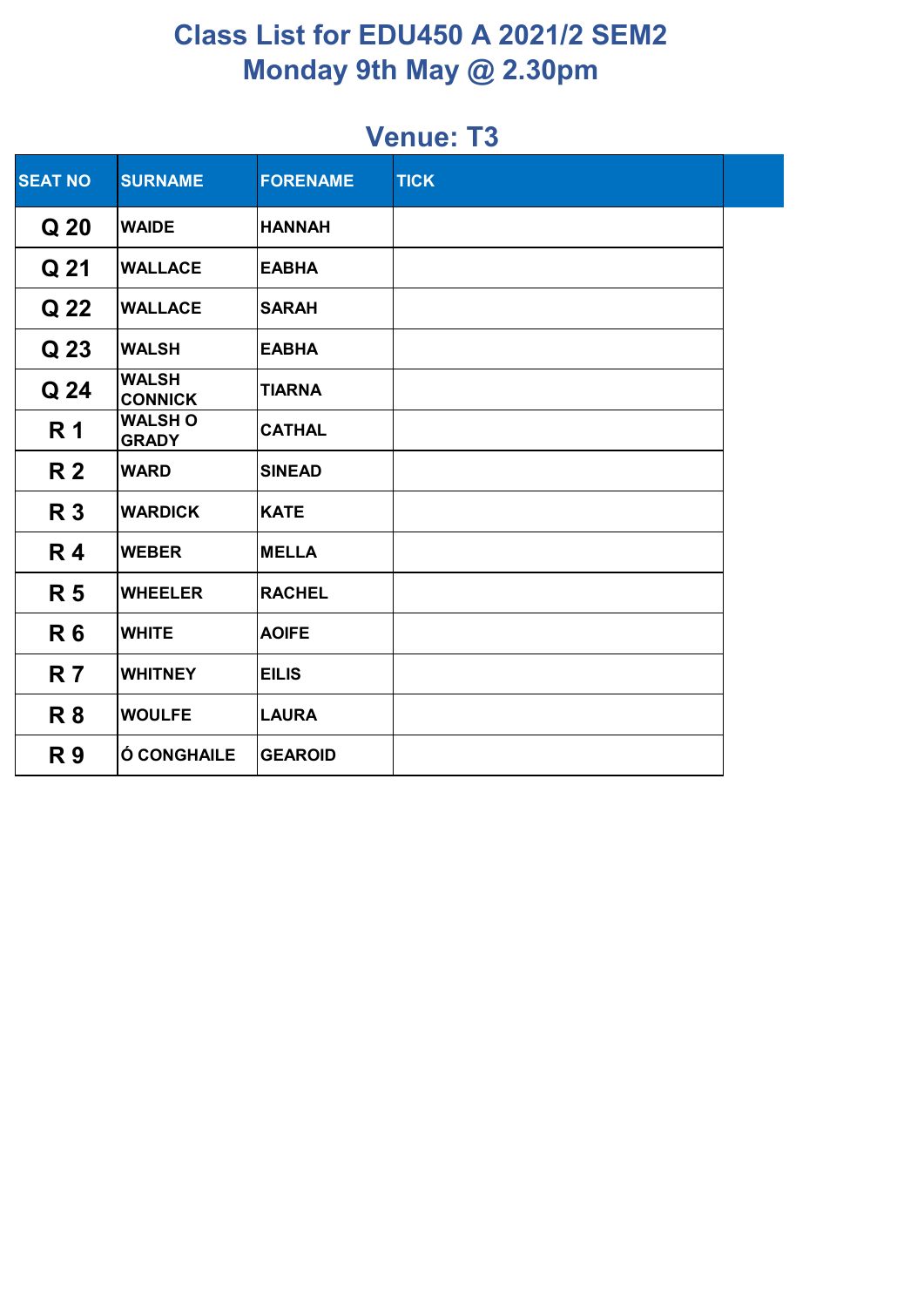# Class List for EDU450 A 2021/2 SEM2
# Monday 9th May @ 2.30pm

## Venue: T3

| SEAT NO | SURNAME | FORENAME | TICK |
|---|---|---|---|
| Q 20 | WAIDE | HANNAH | |
| Q 21 | WALLACE | EABHA | |
| Q 22 | WALLACE | SARAH | |
| Q 23 | WALSH | EABHA | |
| Q 24 | WALSH CONNICK | TIARNA | |
| R 1 | WALSH O GRADY | CATHAL | |
| R 2 | WARD | SINEAD | |
| R 3 | WARDICK | KATE | |
| R 4 | WEBER | MELLA | |
| R 5 | WHEELER | RACHEL | |
| R 6 | WHITE | AOIFE | |
| R 7 | WHITNEY | EILIS | |
| R 8 | WOULFE | LAURA | |
| R 9 | Ó CONGHAILE | GEAROID | |